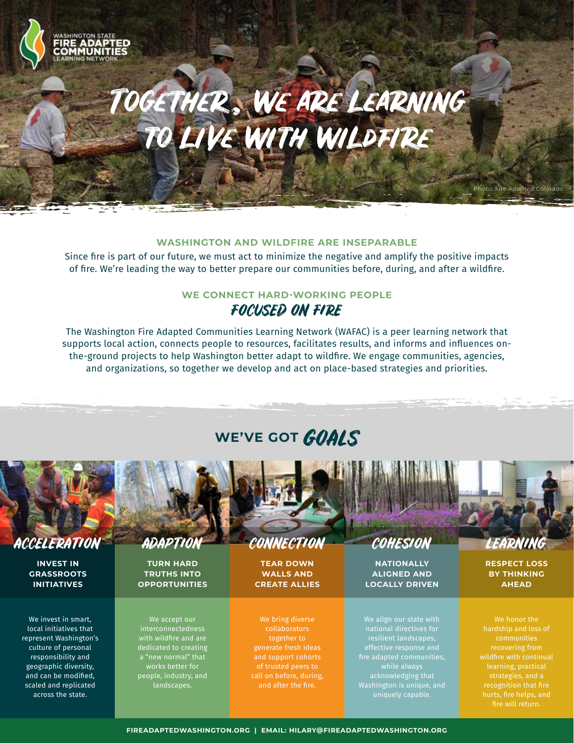Washington State Fire Adapted Communities Learning Network

# Together, We Are Learning to Live with Wildfire

Photo: Fire Adapted Colorado

## WASHINGTON AND WILDFIRE ARE INSEPARABLE

Since fire is part of our future, we must act to minimize the negative and amplify the positive impacts of fire. We're leading the way to better prepare our communities before, during, and after a wildfire.

## WE CONNECT HARD-WORKING PEOPLE *FOCUSED ON FIRE*

The Washington Fire Adapted Communities Learning Network (WAFAC) is a peer learning network that supports local action, connects people to resources, facilitates results, and informs and influences on-the-ground projects to help Washington better adapt to wildfire. We engage communities, agencies, and organizations, so together we develop and act on place-based strategies and priorities.

## WE'VE GOT *GOALS*

### ACCELERATION

**INVEST IN GRASSROOTS INITIATIVES**

We invest in smart, local initiatives that represent Washington's culture of personal responsibility and geographic diversity, and can be modified, scaled and replicated across the state.

### ADAPTION

**TURN HARD TRUTHS INTO OPPORTUNITIES**

We accept our interconnectedness with wildfire and are dedicated to creating a "new normal" that works better for people, industry, and landscapes.

### CONNECTION

**TEAR DOWN WALLS AND CREATE ALLIES**

We bring diverse collaborators together to generate fresh ideas and support cohorts of trusted peers to call on before, during, and after the fire.

### COHESION

**NATIONALLY ALIGNED AND LOCALLY DRIVEN**

We align our state with national directives for resilient landscapes, effective response and fire adapted communities, while always acknowledging that Washington is unique, and uniquely capable.

### LEARNING

**RESPECT LOSS BY THINKING AHEAD**

We honor the hardship and loss of communities recovering from wildfire with continual learning, practical strategies, and a recognition that fire hurts, fire helps, and fire will return.

**FIREADAPTEDWASHINGTON.ORG | EMAIL: HILARY@FIREADAPTEDWASHINGTON.ORG**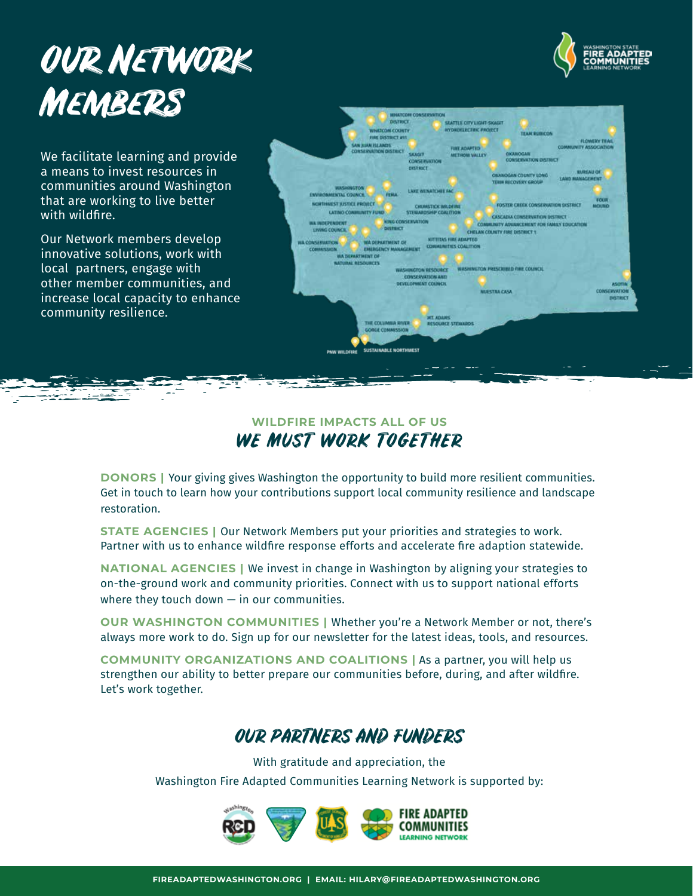# Our Network Members

We facilitate learning and provide a means to invest resources in communities around Washington that are working to live better with wildfire.

Our Network members develop innovative solutions, work with local partners, engage with other member communities, and increase local capacity to enhance community resilience.

Whatcom Conservation District
Seattle City Light-Skagit Hydroelectric Project
Whatcom County Fire District #11
Team Rubicon
San Juan Islands Conservation District
Flowery Trail Community Association
Fire Adapted Methow Valley
Skagit Conservation District
Okanogan Conservation District
Okanogan County Long Term Recovery Group
Bureau of Land Management
Washington Environmental Council
FEMA
Lake Wenatchee FAC
Four Mound
Northwest Justice Project
Chumstick Wildfire Stewardship Coalition
Foster Creek Conservation District
Latino Community Fund
Cascadia Conservation District
WA Independent Living Council
King Conservation District
Community Advancement for Family Education
Chelan County Fire District 1
WA Conservation Commission
WA Department of Emergency Management
Kittitas Fire Adapted Communities Coalition
WA Department of Natural Resources
Washington Resource Conservation and Development Council
Washington Prescribed Fire Council
Nuestra Casa
Asotin Conservation District
Mt. Adams Resource Stewards
The Columbia River Gorge Commission
PNW Wildfire
Sustainable Northwest

## WILDFIRE IMPACTS ALL OF US
## We Must Work Together

**DONORS |** Your giving gives Washington the opportunity to build more resilient communities. Get in touch to learn how your contributions support local community resilience and landscape restoration.

**STATE AGENCIES |** Our Network Members put your priorities and strategies to work. Partner with us to enhance wildfire response efforts and accelerate fire adaption statewide.

**NATIONAL AGENCIES |** We invest in change in Washington by aligning your strategies to on-the-ground work and community priorities. Connect with us to support national efforts where they touch down — in our communities.

**OUR WASHINGTON COMMUNITIES |** Whether you're a Network Member or not, there's always more work to do. Sign up for our newsletter for the latest ideas, tools, and resources.

**COMMUNITY ORGANIZATIONS AND COALITIONS |** As a partner, you will help us strengthen our ability to better prepare our communities before, during, and after wildfire. Let's work together.

## Our Partners and Funders

With gratitude and appreciation, the
Washington Fire Adapted Communities Learning Network is supported by:

FIREADAPTEDWASHINGTON.ORG | EMAIL: HILARY@FIREADAPTEDWASHINGTON.ORG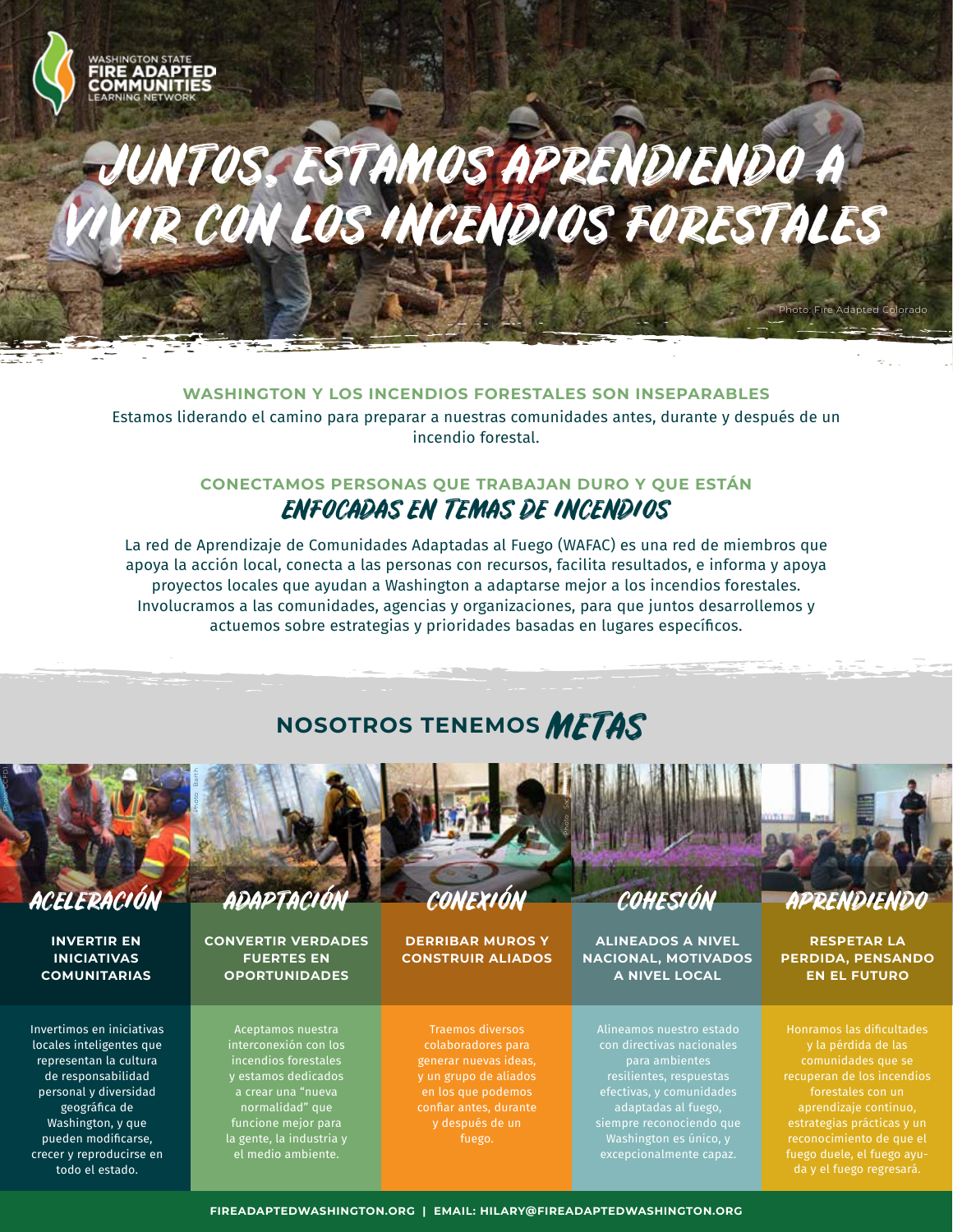WASHINGTON STATE FIRE ADAPTED COMMUNITIES LEARNING NETWORK

# JUNTOS, ESTAMOS APRENDIENDO A VIVIR CON LOS INCENDIOS FORESTALES

Photo: Fire Adapted Colorado

## WASHINGTON Y LOS INCENDIOS FORESTALES SON INSEPARABLES

Estamos liderando el camino para preparar a nuestras comunidades antes, durante y después de un incendio forestal.

## CONECTAMOS PERSONAS QUE TRABAJAN DURO Y QUE ESTÁN *ENFOCADAS EN TEMAS DE INCENDIOS*

La red de Aprendizaje de Comunidades Adaptadas al Fuego (WAFAC) es una red de miembros que apoya la acción local, conecta a las personas con recursos, facilita resultados, e informa y apoya proyectos locales que ayudan a Washington a adaptarse mejor a los incendios forestales. Involucramos a las comunidades, agencias y organizaciones, para que juntos desarrollemos y actuemos sobre estrategias y prioridades basadas en lugares específicos.

## NOSOTROS TENEMOS *METAS*

### ACELERACIÓN

**INVERTIR EN INICIATIVAS COMUNITARIAS**

Invertimos en iniciativas locales inteligentes que representan la cultura de responsabilidad personal y diversidad geográfica de Washington, y que pueden modificarse, crecer y reproducirse en todo el estado.

### ADAPTACIÓN

**CONVERTIR VERDADES FUERTES EN OPORTUNIDADES**

Aceptamos nuestra interconexión con los incendios forestales y estamos dedicados a crear una "nueva normalidad" que funcione mejor para la gente, la industria y el medio ambiente.

### CONEXIÓN

**DERRIBAR MUROS Y CONSTRUIR ALIADOS**

Traemos diversos colaboradores para generar nuevas ideas, y un grupo de aliados en los que podemos confiar antes, durante y después de un fuego.

### COHESIÓN

**ALINEADOS A NIVEL NACIONAL, MOTIVADOS A NIVEL LOCAL**

Alineamos nuestro estado con directivas nacionales para ambientes resilientes, respuestas efectivas, y comunidades adaptadas al fuego, siempre reconociendo que Washington es único, y excepcionalmente capaz.

### APRENDIENDO

**RESPETAR LA PERDIDA, PENSANDO EN EL FUTURO**

Honramos las dificultades y la pérdida de las comunidades que se recuperan de los incendios forestales con un aprendizaje continuo, estrategias prácticas y un reconocimiento de que el fuego duele, el fuego ayuda y el fuego regresará.

**FIREADAPTEDWASHINGTON.ORG | EMAIL: HILARY@FIREADAPTEDWASHINGTON.ORG**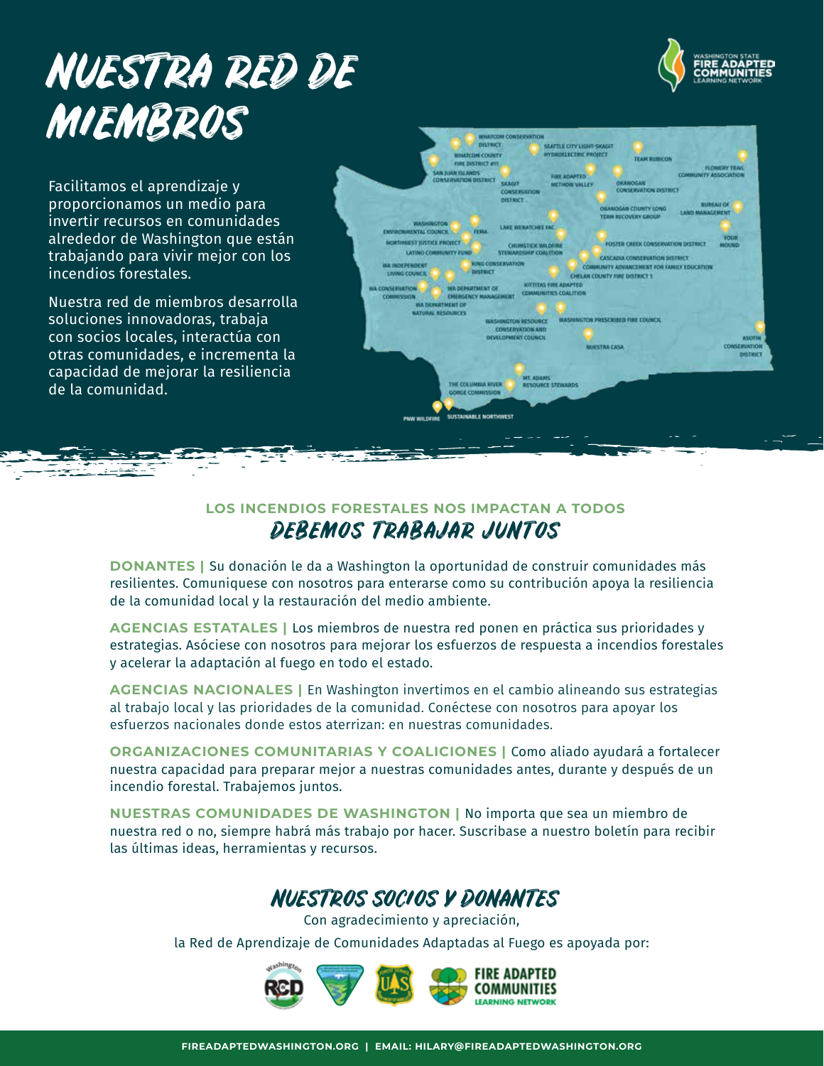# NUESTRA RED DE MIEMBROS

WASHINGTON STATE FIRE ADAPTED COMMUNITIES LEARNING NETWORK

Facilitamos el aprendizaje y proporcionamos un medio para invertir recursos en comunidades alrededor de Washington que están trabajando para vivir mejor con los incendios forestales.

Nuestra red de miembros desarrolla soluciones innovadoras, trabaja con socios locales, interactúa con otras comunidades, e incrementa la capacidad de mejorar la resiliencia de la comunidad.

WHATCOM CONSERVATION DISTRICT
WHATCOM COUNTY FIRE DISTRICT #11
SAN JUAN ISLANDS CONSERVATION DISTRICT
SEATTLE CITY LIGHT-SKAGIT HYDROELECTRIC PROJECT
SKAGIT CONSERVATION DISTRICT
FIRE ADAPTED METHOW VALLEY
TEAM RUBICON
OKANOGAN CONSERVATION DISTRICT
FLOWERY TRAIL COMMUNITY ASSOCIATION
OKANOGAN COUNTY LONG TERM RECOVERY GROUP
BUREAU OF LAND MANAGEMENT
WASHINGTON ENVIRONMENTAL COUNCIL
FEMA
LAKE WENATCHEE FAC
NORTHWEST JUSTICE PROJECT
LATINO COMMUNITY FUND
CHUMSTICK WILDFIRE STEWARDSHIP COALITION
FOSTER CREEK CONSERVATION DISTRICT
FOUR MOUND
CASCADIA CONSERVATION DISTRICT
COMMUNITY ADVANCEMENT FOR FAMILY EDUCATION
CHELAN COUNTY FIRE DISTRICT 1
WA INDEPENDENT LIVING COUNCIL
KING CONSERVATION DISTRICT
WA CONSERVATION COMMISSION
WA DEPARTMENT OF EMERGENCY MANAGEMENT
WA DEPARTMENT OF NATURAL RESOURCES
KITTITAS FIRE ADAPTED COMMUNITIES COALITION
WASHINGTON RESOURCE CONSERVATION AND DEVELOPMENT COUNCIL
WASHINGTON PRESCRIBED FIRE COUNCIL
NUESTRA CASA
ASOTIN CONSERVATION DISTRICT
THE COLUMBIA RIVER GORGE COMMISSION
MT. ADAMS RESOURCE STEWARDS
PNW WILDFIRE
SUSTAINABLE NORTHWEST

## LOS INCENDIOS FORESTALES NOS IMPACTAN A TODOS

## DEBEMOS TRABAJAR JUNTOS

**DONANTES |** Su donación le da a Washington la oportunidad de construir comunidades más resilientes. Comuniquese con nosotros para enterarse como su contribución apoya la resiliencia de la comunidad local y la restauración del medio ambiente.

**AGENCIAS ESTATALES |** Los miembros de nuestra red ponen en práctica sus prioridades y estrategias. Asóciese con nosotros para mejorar los esfuerzos de respuesta a incendios forestales y acelerar la adaptación al fuego en todo el estado.

**AGENCIAS NACIONALES |** En Washington invertimos en el cambio alineando sus estrategias al trabajo local y las prioridades de la comunidad. Conéctese con nosotros para apoyar los esfuerzos nacionales donde estos aterrizan: en nuestras comunidades.

**ORGANIZACIONES COMUNITARIAS Y COALICIONES |** Como aliado ayudará a fortalecer nuestra capacidad para preparar mejor a nuestras comunidades antes, durante y después de un incendio forestal. Trabajemos juntos.

**NUESTRAS COMUNIDADES DE WASHINGTON |** No importa que sea un miembro de nuestra red o no, siempre habrá más trabajo por hacer. Suscribase a nuestro boletín para recibir las últimas ideas, herramientas y recursos.

## NUESTROS SOCIOS Y DONANTES

Con agradecimiento y apreciación,

la Red de Aprendizaje de Comunidades Adaptadas al Fuego es apoyada por:

Washington RC&D · FIRE ADAPTED COMMUNITIES LEARNING NETWORK

FIREADAPTEDWASHINGTON.ORG | EMAIL: HILARY@FIREADAPTEDWASHINGTON.ORG